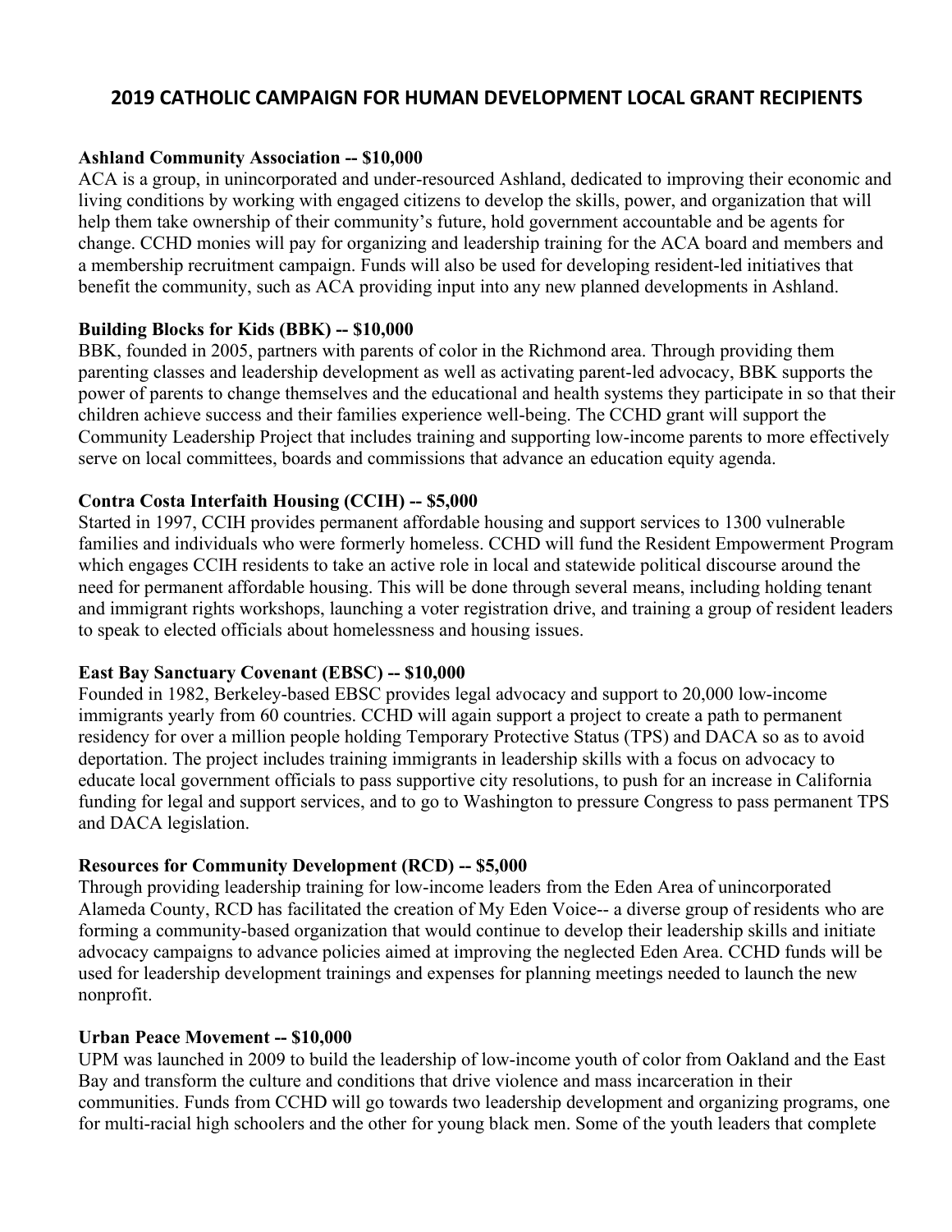# 2019 CATHOLIC CAMPAIGN FOR HUMAN DEVELOPMENT LOCAL GRANT RECIPIENTS

**Ashland Community Association -- $10,000**
ACA is a group, in unincorporated and under-resourced Ashland, dedicated to improving their economic and living conditions by working with engaged citizens to develop the skills, power, and organization that will help them take ownership of their community's future, hold government accountable and be agents for change. CCHD monies will pay for organizing and leadership training for the ACA board and members and a membership recruitment campaign. Funds will also be used for developing resident-led initiatives that benefit the community, such as ACA providing input into any new planned developments in Ashland.

**Building Blocks for Kids (BBK) -- $10,000**
BBK, founded in 2005, partners with parents of color in the Richmond area. Through providing them parenting classes and leadership development as well as activating parent-led advocacy, BBK supports the power of parents to change themselves and the educational and health systems they participate in so that their children achieve success and their families experience well-being. The CCHD grant will support the Community Leadership Project that includes training and supporting low-income parents to more effectively serve on local committees, boards and commissions that advance an education equity agenda.

**Contra Costa Interfaith Housing (CCIH) -- $5,000**
Started in 1997, CCIH provides permanent affordable housing and support services to 1300 vulnerable families and individuals who were formerly homeless. CCHD will fund the Resident Empowerment Program which engages CCIH residents to take an active role in local and statewide political discourse around the need for permanent affordable housing. This will be done through several means, including holding tenant and immigrant rights workshops, launching a voter registration drive, and training a group of resident leaders to speak to elected officials about homelessness and housing issues.

**East Bay Sanctuary Covenant (EBSC) -- $10,000**
Founded in 1982, Berkeley-based EBSC provides legal advocacy and support to 20,000 low-income immigrants yearly from 60 countries. CCHD will again support a project to create a path to permanent residency for over a million people holding Temporary Protective Status (TPS) and DACA so as to avoid deportation. The project includes training immigrants in leadership skills with a focus on advocacy to educate local government officials to pass supportive city resolutions, to push for an increase in California funding for legal and support services, and to go to Washington to pressure Congress to pass permanent TPS and DACA legislation.

**Resources for Community Development (RCD) -- $5,000**
Through providing leadership training for low-income leaders from the Eden Area of unincorporated Alameda County, RCD has facilitated the creation of My Eden Voice-- a diverse group of residents who are forming a community-based organization that would continue to develop their leadership skills and initiate advocacy campaigns to advance policies aimed at improving the neglected Eden Area. CCHD funds will be used for leadership development trainings and expenses for planning meetings needed to launch the new nonprofit.

**Urban Peace Movement -- $10,000**
UPM was launched in 2009 to build the leadership of low-income youth of color from Oakland and the East Bay and transform the culture and conditions that drive violence and mass incarceration in their communities. Funds from CCHD will go towards two leadership development and organizing programs, one for multi-racial high schoolers and the other for young black men. Some of the youth leaders that complete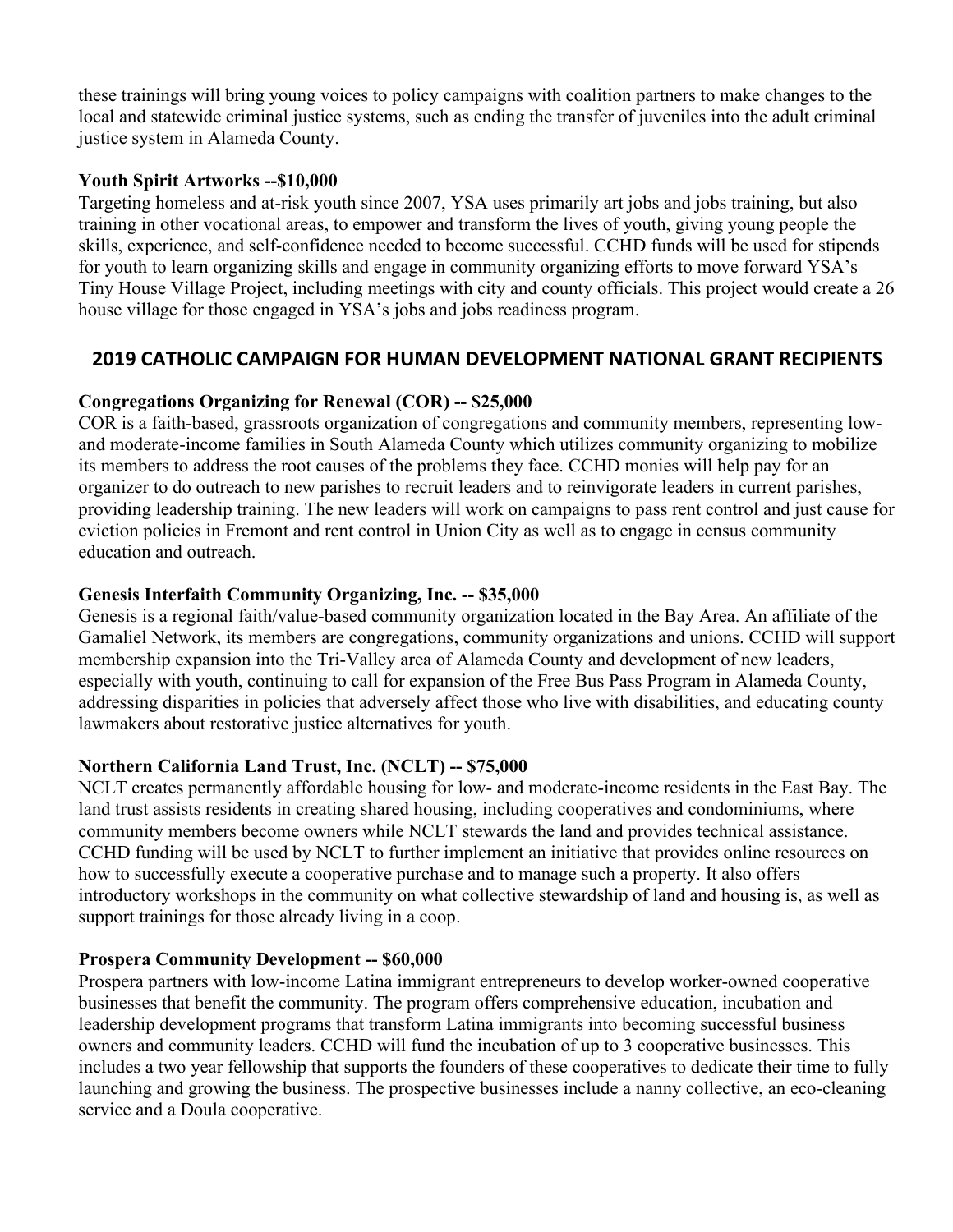these trainings will bring young voices to policy campaigns with coalition partners to make changes to the local and statewide criminal justice systems, such as ending the transfer of juveniles into the adult criminal justice system in Alameda County.

**Youth Spirit Artworks --$10,000**

Targeting homeless and at-risk youth since 2007, YSA uses primarily art jobs and jobs training, but also training in other vocational areas, to empower and transform the lives of youth, giving young people the skills, experience, and self-confidence needed to become successful. CCHD funds will be used for stipends for youth to learn organizing skills and engage in community organizing efforts to move forward YSA's Tiny House Village Project, including meetings with city and county officials. This project would create a 26 house village for those engaged in YSA's jobs and jobs readiness program.

## 2019 CATHOLIC CAMPAIGN FOR HUMAN DEVELOPMENT NATIONAL GRANT RECIPIENTS

**Congregations Organizing for Renewal (COR) -- $25,000**

COR is a faith-based, grassroots organization of congregations and community members, representing low- and moderate-income families in South Alameda County which utilizes community organizing to mobilize its members to address the root causes of the problems they face. CCHD monies will help pay for an organizer to do outreach to new parishes to recruit leaders and to reinvigorate leaders in current parishes, providing leadership training. The new leaders will work on campaigns to pass rent control and just cause for eviction policies in Fremont and rent control in Union City as well as to engage in census community education and outreach.

**Genesis Interfaith Community Organizing, Inc. -- $35,000**

Genesis is a regional faith/value-based community organization located in the Bay Area. An affiliate of the Gamaliel Network, its members are congregations, community organizations and unions. CCHD will support membership expansion into the Tri-Valley area of Alameda County and development of new leaders, especially with youth, continuing to call for expansion of the Free Bus Pass Program in Alameda County, addressing disparities in policies that adversely affect those who live with disabilities, and educating county lawmakers about restorative justice alternatives for youth.

**Northern California Land Trust, Inc. (NCLT) -- $75,000**

NCLT creates permanently affordable housing for low- and moderate-income residents in the East Bay. The land trust assists residents in creating shared housing, including cooperatives and condominiums, where community members become owners while NCLT stewards the land and provides technical assistance. CCHD funding will be used by NCLT to further implement an initiative that provides online resources on how to successfully execute a cooperative purchase and to manage such a property. It also offers introductory workshops in the community on what collective stewardship of land and housing is, as well as support trainings for those already living in a coop.

**Prospera Community Development -- $60,000**

Prospera partners with low-income Latina immigrant entrepreneurs to develop worker-owned cooperative businesses that benefit the community. The program offers comprehensive education, incubation and leadership development programs that transform Latina immigrants into becoming successful business owners and community leaders. CCHD will fund the incubation of up to 3 cooperative businesses. This includes a two year fellowship that supports the founders of these cooperatives to dedicate their time to fully launching and growing the business. The prospective businesses include a nanny collective, an eco-cleaning service and a Doula cooperative.